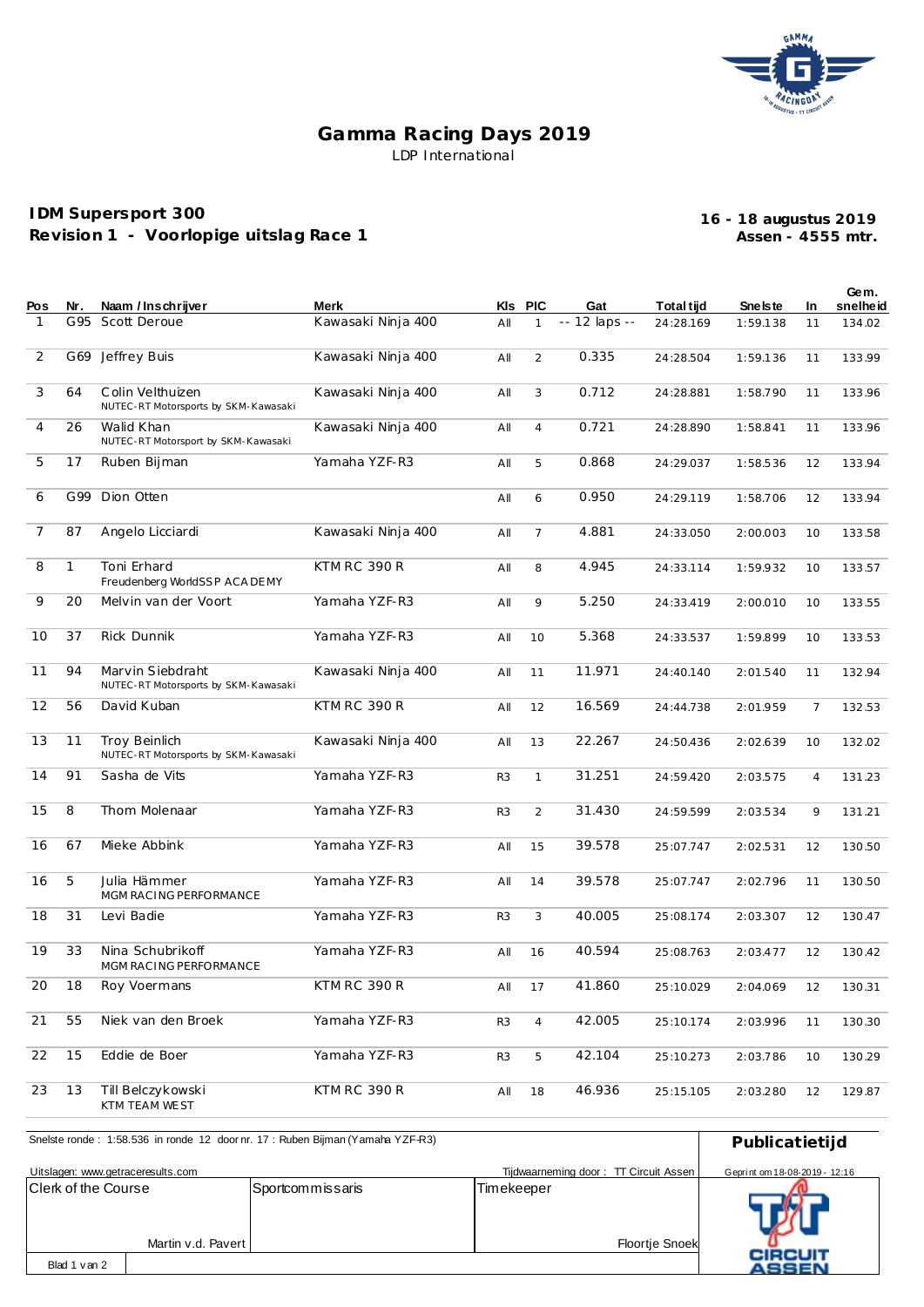# Gamma Racing Days 2019

LDP International

## IDM Supersport 300
## Revision 1 - Voorlopige uitslag Race 1

**16 - 18 augustus 2019**
**Assen - 4555 mtr.**

| Pos | Nr. | Naam / Inschrijver | Merk | Kls | PIC | Gat | Total tijd | Snelste | In | Gem. snelheid |
|---|---|---|---|---|---|---|---|---|---|---|
| 1 | G95 | Scott Deroue | Kawasaki Ninja 400 | All | 1 | -- 12 laps -- | 24:28.169 | 1:59.138 | 11 | 134.02 |
| 2 | G69 | Jeffrey Buis | Kawasaki Ninja 400 | All | 2 | 0.335 | 24:28.504 | 1:59.136 | 11 | 133.99 |
| 3 | 64 | Colin Velthuizen<br>NUTEC-RT Motorsports by SKM-Kawasaki | Kawasaki Ninja 400 | All | 3 | 0.712 | 24:28.881 | 1:58.790 | 11 | 133.96 |
| 4 | 26 | Walid Khan<br>NUTEC-RT Motorsport by SKM-Kawasaki | Kawasaki Ninja 400 | All | 4 | 0.721 | 24:28.890 | 1:58.841 | 11 | 133.96 |
| 5 | 17 | Ruben Bijman | Yamaha YZF-R3 | All | 5 | 0.868 | 24:29.037 | 1:58.536 | 12 | 133.94 |
| 6 | G99 | Dion Otten | | All | 6 | 0.950 | 24:29.119 | 1:58.706 | 12 | 133.94 |
| 7 | 87 | Angelo Licciardi | Kawasaki Ninja 400 | All | 7 | 4.881 | 24:33.050 | 2:00.003 | 10 | 133.58 |
| 8 | 1 | Toni Erhard<br>Freudenberg WorldSSP ACADEMY | KTM RC 390 R | All | 8 | 4.945 | 24:33.114 | 1:59.932 | 10 | 133.57 |
| 9 | 20 | Melvin van der Voort | Yamaha YZF-R3 | All | 9 | 5.250 | 24:33.419 | 2:00.010 | 10 | 133.55 |
| 10 | 37 | Rick Dunnik | Yamaha YZF-R3 | All | 10 | 5.368 | 24:33.537 | 1:59.899 | 10 | 133.53 |
| 11 | 94 | Marvin Siebdraht<br>NUTEC-RT Motorsports by SKM-Kawasaki | Kawasaki Ninja 400 | All | 11 | 11.971 | 24:40.140 | 2:01.540 | 11 | 132.94 |
| 12 | 56 | David Kuban | KTM RC 390 R | All | 12 | 16.569 | 24:44.738 | 2:01.959 | 7 | 132.53 |
| 13 | 11 | Troy Beinlich<br>NUTEC-RT Motorsports by SKM-Kawasaki | Kawasaki Ninja 400 | All | 13 | 22.267 | 24:50.436 | 2:02.639 | 10 | 132.02 |
| 14 | 91 | Sasha de Vits | Yamaha YZF-R3 | R3 | 1 | 31.251 | 24:59.420 | 2:03.575 | 4 | 131.23 |
| 15 | 8 | Thom Molenaar | Yamaha YZF-R3 | R3 | 2 | 31.430 | 24:59.599 | 2:03.534 | 9 | 131.21 |
| 16 | 67 | Mieke Abbink | Yamaha YZF-R3 | All | 15 | 39.578 | 25:07.747 | 2:02.531 | 12 | 130.50 |
| 16 | 5 | Julia Hämmer<br>MGM RACING PERFORMANCE | Yamaha YZF-R3 | All | 14 | 39.578 | 25:07.747 | 2:02.796 | 11 | 130.50 |
| 18 | 31 | Levi Badie | Yamaha YZF-R3 | R3 | 3 | 40.005 | 25:08.174 | 2:03.307 | 12 | 130.47 |
| 19 | 33 | Nina Schubrikoff<br>MGM RACING PERFORMANCE | Yamaha YZF-R3 | All | 16 | 40.594 | 25:08.763 | 2:03.477 | 12 | 130.42 |
| 20 | 18 | Roy Voermans | KTM RC 390 R | All | 17 | 41.860 | 25:10.029 | 2:04.069 | 12 | 130.31 |
| 21 | 55 | Niek van den Broek | Yamaha YZF-R3 | R3 | 4 | 42.005 | 25:10.174 | 2:03.996 | 11 | 130.30 |
| 22 | 15 | Eddie de Boer | Yamaha YZF-R3 | R3 | 5 | 42.104 | 25:10.273 | 2:03.786 | 10 | 130.29 |
| 23 | 13 | Till Belczykowski<br>KTM TEAM WEST | KTM RC 390 R | All | 18 | 46.936 | 25:15.105 | 2:03.280 | 12 | 129.87 |

Snelste ronde : 1:58.536 in ronde 12 door nr. 17 : Ruben Bijman (Yamaha YZF-R3)

**Publicatietijd**

Uitslagen: www.getraceresults.com

Tijdwaarneming door : TT Circuit Assen

Geprint om 18-08-2019 - 12:16

| Clerk of the Course | Sportcommissaris | Timekeeper |
|---|---|---|
| Martin v.d. Pavert | | Floortje Snoek |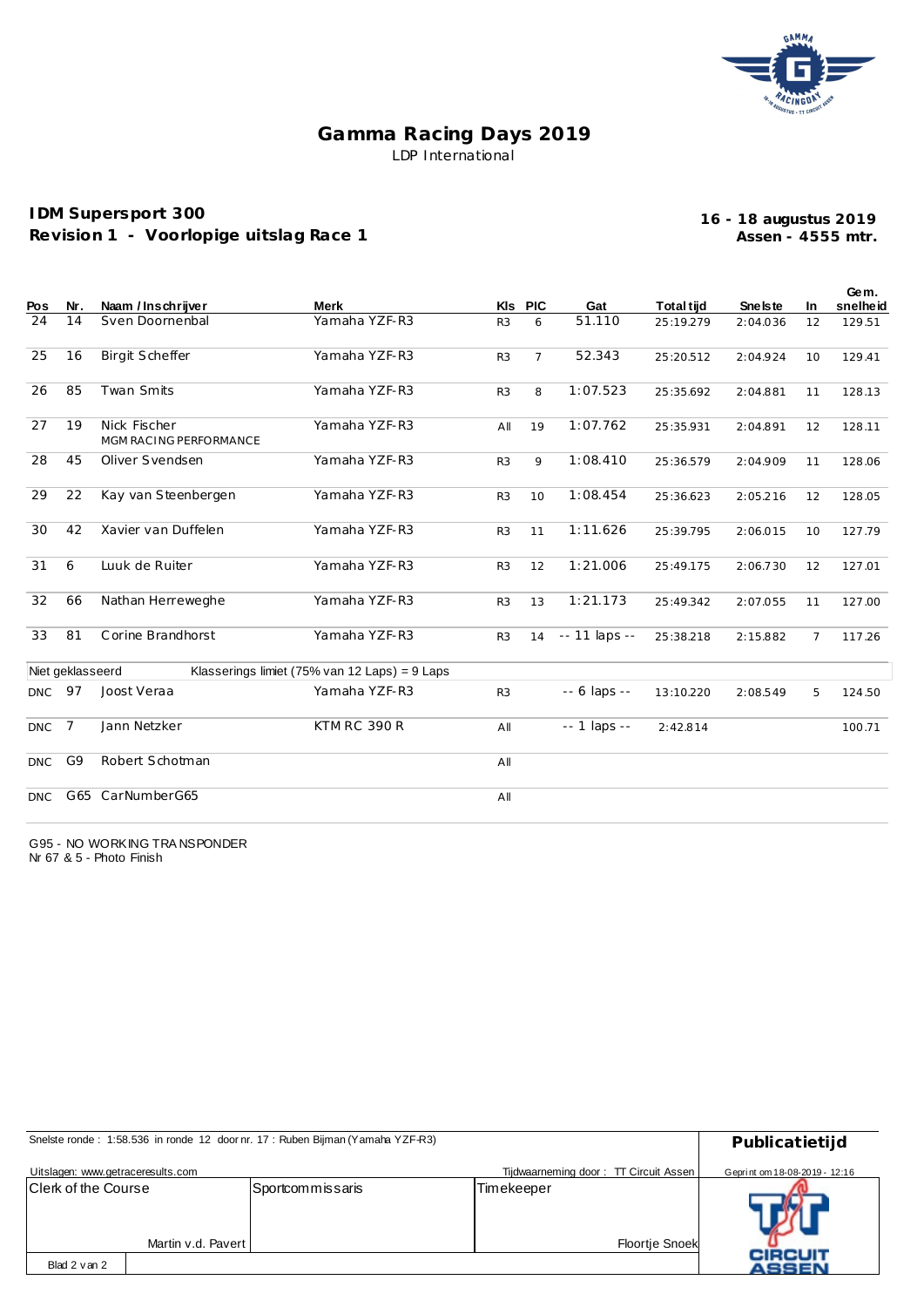# Gamma Racing Days 2019

LDP International

## IDM Supersport 300
## Revision 1 - Voorlopige uitslag Race 1

**16 - 18 augustus 2019**
**Assen - 4555 mtr.**

| Pos | Nr. | Naam / Inschrijver | Merk | Kls | PIC | Gat | Total tijd | Snelste | In | Gem. snelheid |
|---|---|---|---|---|---|---|---|---|---|---|
| 24 | 14 | Sven Doornenbal | Yamaha YZF-R3 | R3 | 6 | 51.110 | 25:19.279 | 2:04.036 | 12 | 129.51 |
| 25 | 16 | Birgit Scheffer | Yamaha YZF-R3 | R3 | 7 | 52.343 | 25:20.512 | 2:04.924 | 10 | 129.41 |
| 26 | 85 | Twan Smits | Yamaha YZF-R3 | R3 | 8 | 1:07.523 | 25:35.692 | 2:04.881 | 11 | 128.13 |
| 27 | 19 | Nick Fischer<br>MGM RACING PERFORMANCE | Yamaha YZF-R3 | All | 19 | 1:07.762 | 25:35.931 | 2:04.891 | 12 | 128.11 |
| 28 | 45 | Oliver Svendsen | Yamaha YZF-R3 | R3 | 9 | 1:08.410 | 25:36.579 | 2:04.909 | 11 | 128.06 |
| 29 | 22 | Kay van Steenbergen | Yamaha YZF-R3 | R3 | 10 | 1:08.454 | 25:36.623 | 2:05.216 | 12 | 128.05 |
| 30 | 42 | Xavier van Duffelen | Yamaha YZF-R3 | R3 | 11 | 1:11.626 | 25:39.795 | 2:06.015 | 10 | 127.79 |
| 31 | 6 | Luuk de Ruiter | Yamaha YZF-R3 | R3 | 12 | 1:21.006 | 25:49.175 | 2:06.730 | 12 | 127.01 |
| 32 | 66 | Nathan Herreweghe | Yamaha YZF-R3 | R3 | 13 | 1:21.173 | 25:49.342 | 2:07.055 | 11 | 127.00 |
| 33 | 81 | Corine Brandhorst | Yamaha YZF-R3 | R3 | 14 | -- 11 laps -- | 25:38.218 | 2:15.882 | 7 | 117.26 |
| Niet geklasseerd | | Klasserings limiet (75% van 12 Laps) = 9 Laps | | | | | | | | |
| DNC | 97 | Joost Veraa | Yamaha YZF-R3 | R3 | | -- 6 laps -- | 13:10.220 | 2:08.549 | 5 | 124.50 |
| DNC | 7 | Jann Netzker | KTM RC 390 R | All | | -- 1 laps -- | 2:42.814 | | | 100.71 |
| DNC | G9 | Robert Schotman | | All | | | | | | |
| DNC | G65 | CarNumberG65 | | All | | | | | | |

G95 - NO WORKING TRANSPONDER
Nr 67 & 5 - Photo Finish

Snelste ronde : 1:58.536 in ronde 12 door nr. 17 : Ruben Bijman (Yamaha YZF-R3)

**Publicatietijd**

Uitslagen: www.getraceresults.com

Tijdwaarneming door : TT Circuit Assen

Geprint om 18-08-2019 - 12:16

| Clerk of the Course | Sportcommissaris | Timekeeper |
|---|---|---|
| Martin v.d. Pavert | | Floortje Snoek |